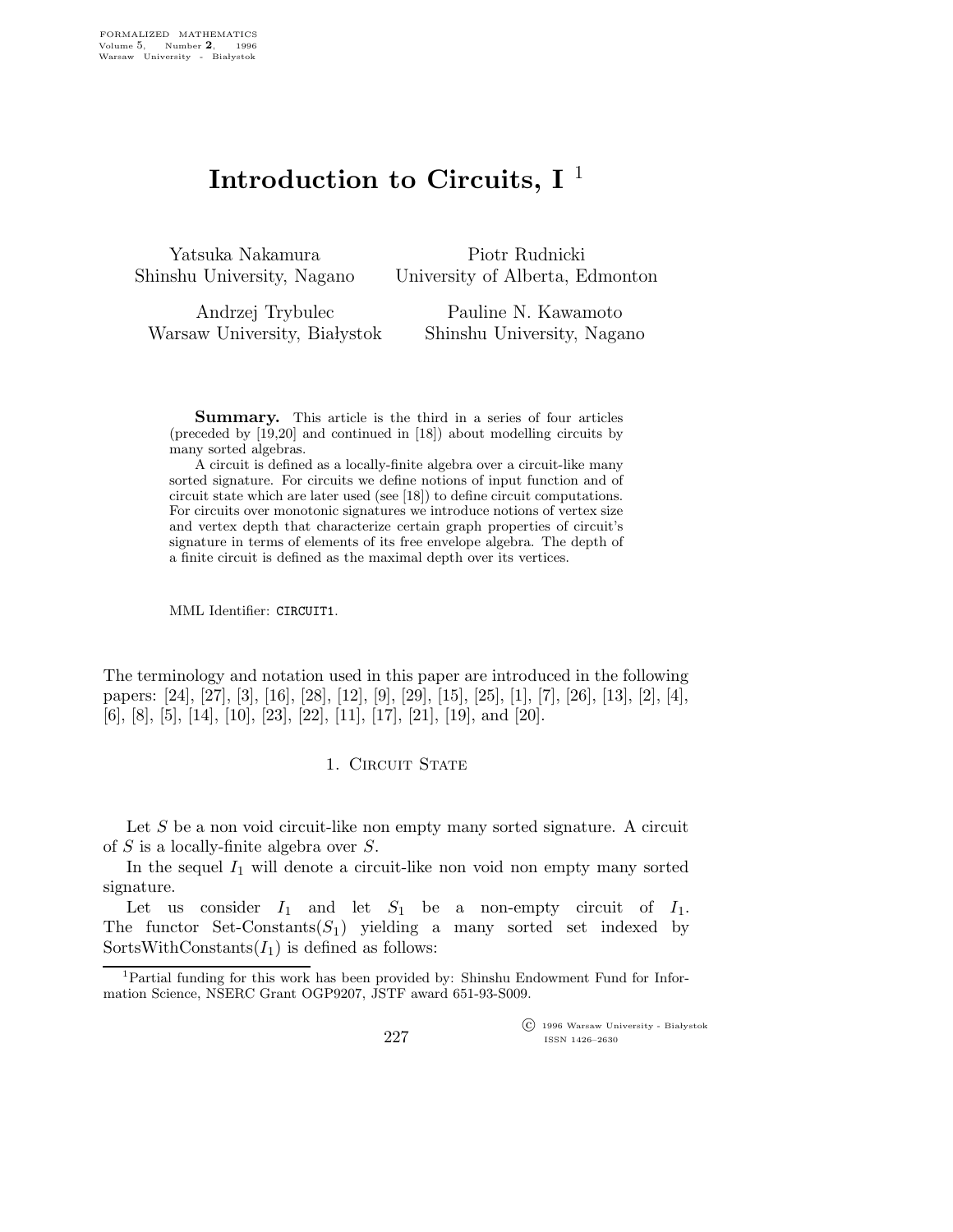# Introduction to Circuits, I [1]

Yatsuka Nakamura
Shinshu University, Nagano

Piotr Rudnicki
University of Alberta, Edmonton

Andrzej Trybulec
Warsaw University, Białystok

Pauline N. Kawamoto
Shinshu University, Nagano

**Summary.** This article is the third in a series of four articles (preceded by [19,20] and continued in [18]) about modelling circuits by many sorted algebras.

A circuit is defined as a locally-finite algebra over a circuit-like many sorted signature. For circuits we define notions of input function and of circuit state which are later used (see [18]) to define circuit computations. For circuits over monotonic signatures we introduce notions of vertex size and vertex depth that characterize certain graph properties of circuit's signature in terms of elements of its free envelope algebra. The depth of a finite circuit is defined as the maximal depth over its vertices.

MML Identifier: CIRCUIT1.

The terminology and notation used in this paper are introduced in the following papers: [24], [27], [3], [16], [28], [12], [9], [29], [15], [25], [1], [7], [26], [13], [2], [4], [6], [8], [5], [14], [10], [23], [22], [11], [17], [21], [19], and [20].

## 1. Circuit State

Let $S$ be a non void circuit-like non empty many sorted signature. A circuit of $S$ is a locally-finite algebra over $S$.

In the sequel $I_1$ will denote a circuit-like non void non empty many sorted signature.

Let us consider $I_1$ and let $S_1$ be a non-empty circuit of $I_1$. The functor Set-Constants$(S_1)$ yielding a many sorted set indexed by SortsWithConstants$(I_1)$ is defined as follows:

[1] Partial funding for this work has been provided by: Shinshu Endowment Fund for Information Science, NSERC Grant OGP9207, JSTF award 651-93-S009.

© 1996 Warsaw University - Białystok
ISSN 1426–2630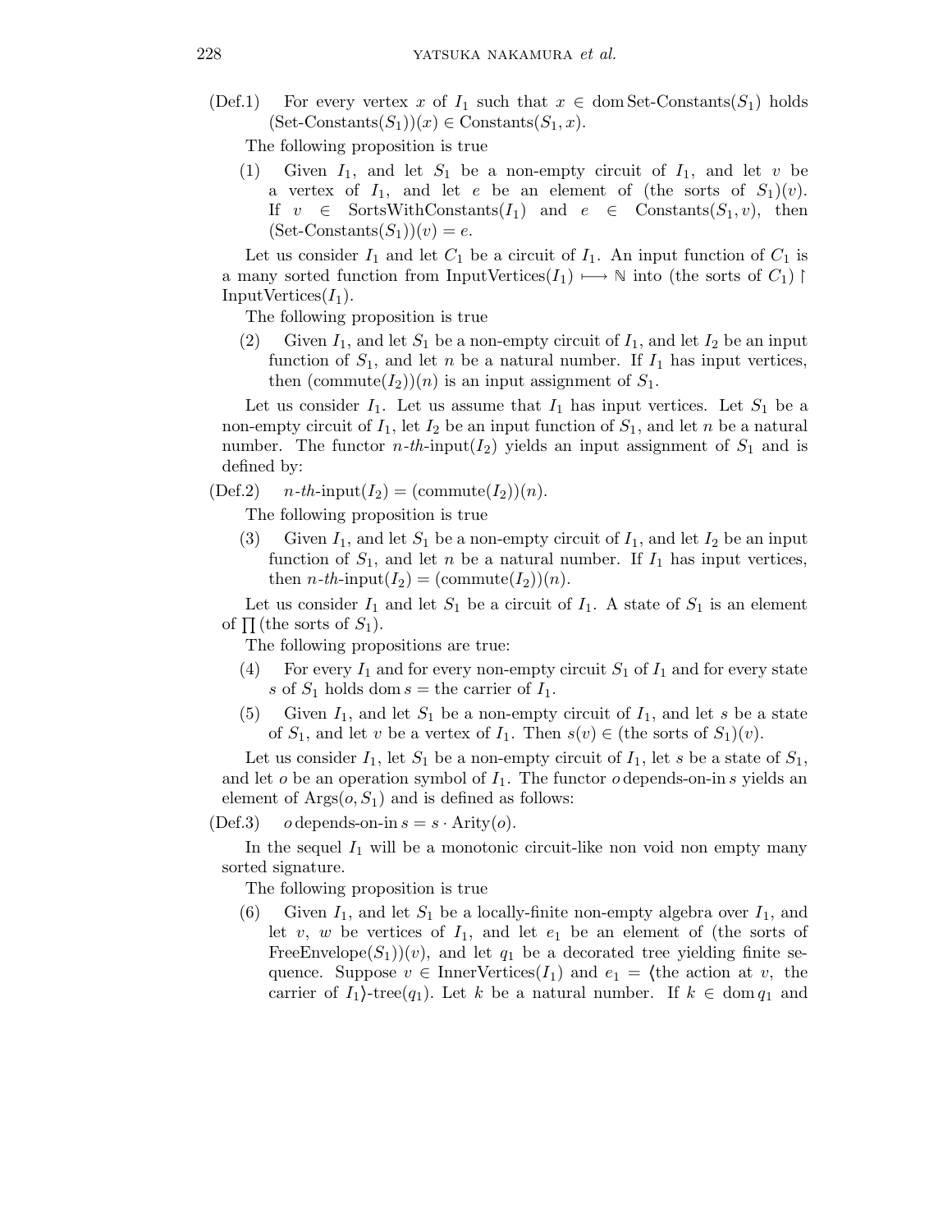(Def.1) For every vertex $x$ of $I_1$ such that $x \in \operatorname{dom}\text{Set-Constants}(S_1)$ holds $(\text{Set-Constants}(S_1))(x) \in \text{Constants}(S_1, x)$.

The following proposition is true

(1) Given $I_1$, and let $S_1$ be a non-empty circuit of $I_1$, and let $v$ be a vertex of $I_1$, and let $e$ be an element of (the sorts of $S_1$)$(v)$. If $v \in \text{SortsWithConstants}(I_1)$ and $e \in \text{Constants}(S_1, v)$, then $(\text{Set-Constants}(S_1))(v) = e$.

Let us consider $I_1$ and let $C_1$ be a circuit of $I_1$. An input function of $C_1$ is a many sorted function from $\text{InputVertices}(I_1) \longmapsto \mathbb{N}$ into (the sorts of $C_1$) $\restriction$ $\text{InputVertices}(I_1)$.

The following proposition is true

(2) Given $I_1$, and let $S_1$ be a non-empty circuit of $I_1$, and let $I_2$ be an input function of $S_1$, and let $n$ be a natural number. If $I_1$ has input vertices, then $(\text{commute}(I_2))(n)$ is an input assignment of $S_1$.

Let us consider $I_1$. Let us assume that $I_1$ has input vertices. Let $S_1$ be a non-empty circuit of $I_1$, let $I_2$ be an input function of $S_1$, and let $n$ be a natural number. The functor $n$-*th*-input$(I_2)$ yields an input assignment of $S_1$ and is defined by:

(Def.2) $n$-*th*-input$(I_2) = (\text{commute}(I_2))(n)$.

The following proposition is true

(3) Given $I_1$, and let $S_1$ be a non-empty circuit of $I_1$, and let $I_2$ be an input function of $S_1$, and let $n$ be a natural number. If $I_1$ has input vertices, then $n$-*th*-input$(I_2) = (\text{commute}(I_2))(n)$.

Let us consider $I_1$ and let $S_1$ be a circuit of $I_1$. A state of $S_1$ is an element of $\prod$(the sorts of $S_1$).

The following propositions are true:

(4) For every $I_1$ and for every non-empty circuit $S_1$ of $I_1$ and for every state $s$ of $S_1$ holds $\operatorname{dom} s =$ the carrier of $I_1$.

(5) Given $I_1$, and let $S_1$ be a non-empty circuit of $I_1$, and let $s$ be a state of $S_1$, and let $v$ be a vertex of $I_1$. Then $s(v) \in$ (the sorts of $S_1$)$(v)$.

Let us consider $I_1$, let $S_1$ be a non-empty circuit of $I_1$, let $s$ be a state of $S_1$, and let $o$ be an operation symbol of $I_1$. The functor $o$ depends-on-in $s$ yields an element of $\text{Args}(o, S_1)$ and is defined as follows:

(Def.3) $o$ depends-on-in $s = s \cdot \text{Arity}(o)$.

In the sequel $I_1$ will be a monotonic circuit-like non void non empty many sorted signature.

The following proposition is true

(6) Given $I_1$, and let $S_1$ be a locally-finite non-empty algebra over $I_1$, and let $v$, $w$ be vertices of $I_1$, and let $e_1$ be an element of (the sorts of $\text{FreeEnvelope}(S_1)$)$(v)$, and let $q_1$ be a decorated tree yielding finite sequence. Suppose $v \in \text{InnerVertices}(I_1)$ and $e_1 = \langle$the action at $v$, the carrier of $I_1\rangle$-tree$(q_1)$. Let $k$ be a natural number. If $k \in \operatorname{dom} q_1$ and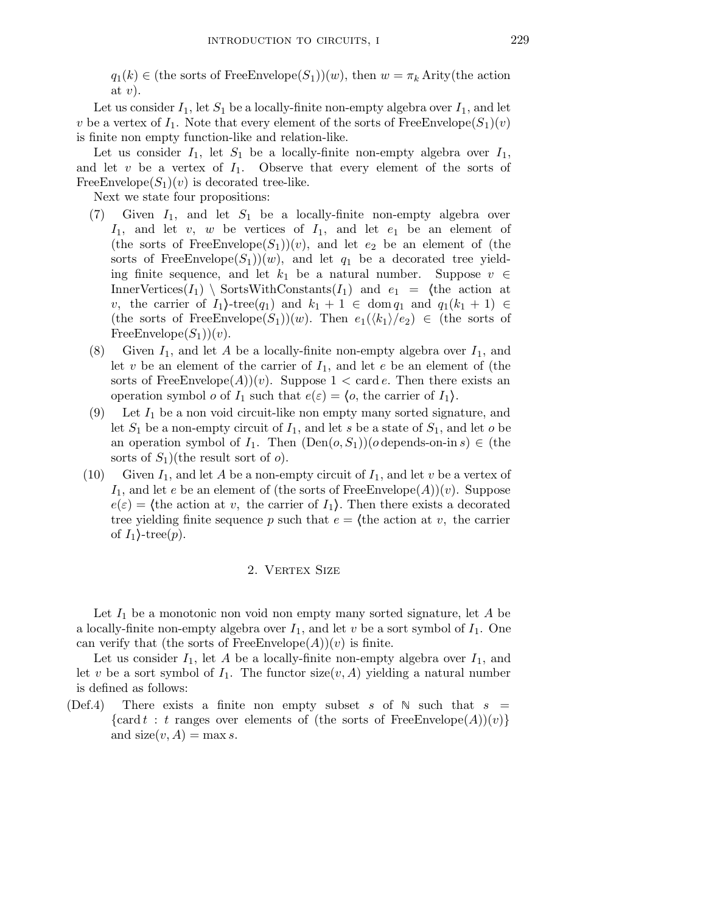$q_1(k) \in$ (the sorts of FreeEnvelope$(S_1)$)$(w)$, then $w = \pi_k$ Arity(the action at $v$).

Let us consider $I_1$, let $S_1$ be a locally-finite non-empty algebra over $I_1$, and let $v$ be a vertex of $I_1$. Note that every element of the sorts of FreeEnvelope$(S_1)(v)$ is finite non empty function-like and relation-like.

Let us consider $I_1$, let $S_1$ be a locally-finite non-empty algebra over $I_1$, and let $v$ be a vertex of $I_1$. Observe that every element of the sorts of FreeEnvelope$(S_1)(v)$ is decorated tree-like.

Next we state four propositions:

(7) Given $I_1$, and let $S_1$ be a locally-finite non-empty algebra over $I_1$, and let $v$, $w$ be vertices of $I_1$, and let $e_1$ be an element of (the sorts of FreeEnvelope$(S_1)$)$(v)$, and let $e_2$ be an element of (the sorts of FreeEnvelope$(S_1)$)$(w)$, and let $q_1$ be a decorated tree yielding finite sequence, and let $k_1$ be a natural number. Suppose $v \in$ InnerVertices$(I_1) \setminus$ SortsWithConstants$(I_1)$ and $e_1 = \langle$the action at $v$, the carrier of $I_1\rangle$-tree$(q_1)$ and $k_1 + 1 \in \operatorname{dom} q_1$ and $q_1(k_1 + 1) \in$ (the sorts of FreeEnvelope$(S_1)$)$(w)$. Then $e_1(\langle k_1 \rangle / e_2) \in$ (the sorts of FreeEnvelope$(S_1)$)$(v)$.

(8) Given $I_1$, and let $A$ be a locally-finite non-empty algebra over $I_1$, and let $v$ be an element of the carrier of $I_1$, and let $e$ be an element of (the sorts of FreeEnvelope$(A)$)$(v)$. Suppose $1 < \operatorname{card} e$. Then there exists an operation symbol $o$ of $I_1$ such that $e(\varepsilon) = \langle o$, the carrier of $I_1\rangle$.

(9) Let $I_1$ be a non void circuit-like non empty many sorted signature, and let $S_1$ be a non-empty circuit of $I_1$, and let $s$ be a state of $S_1$, and let $o$ be an operation symbol of $I_1$. Then $(\operatorname{Den}(o, S_1))(o \operatorname{depends-on-in} s) \in$ (the sorts of $S_1$)(the result sort of $o$).

(10) Given $I_1$, and let $A$ be a non-empty circuit of $I_1$, and let $v$ be a vertex of $I_1$, and let $e$ be an element of (the sorts of FreeEnvelope$(A)$)$(v)$. Suppose $e(\varepsilon) = \langle$the action at $v$, the carrier of $I_1\rangle$. Then there exists a decorated tree yielding finite sequence $p$ such that $e = \langle$the action at $v$, the carrier of $I_1\rangle$-tree$(p)$.

## 2. Vertex Size

Let $I_1$ be a monotonic non void non empty many sorted signature, let $A$ be a locally-finite non-empty algebra over $I_1$, and let $v$ be a sort symbol of $I_1$. One can verify that (the sorts of FreeEnvelope$(A)$)$(v)$ is finite.

Let us consider $I_1$, let $A$ be a locally-finite non-empty algebra over $I_1$, and let $v$ be a sort symbol of $I_1$. The functor size$(v, A)$ yielding a natural number is defined as follows:

(Def.4) There exists a finite non empty subset $s$ of $\mathbb{N}$ such that $s = \{\operatorname{card} t : t$ ranges over elements of (the sorts of FreeEnvelope$(A)$)$(v)\}$ and size$(v, A) = \max s$.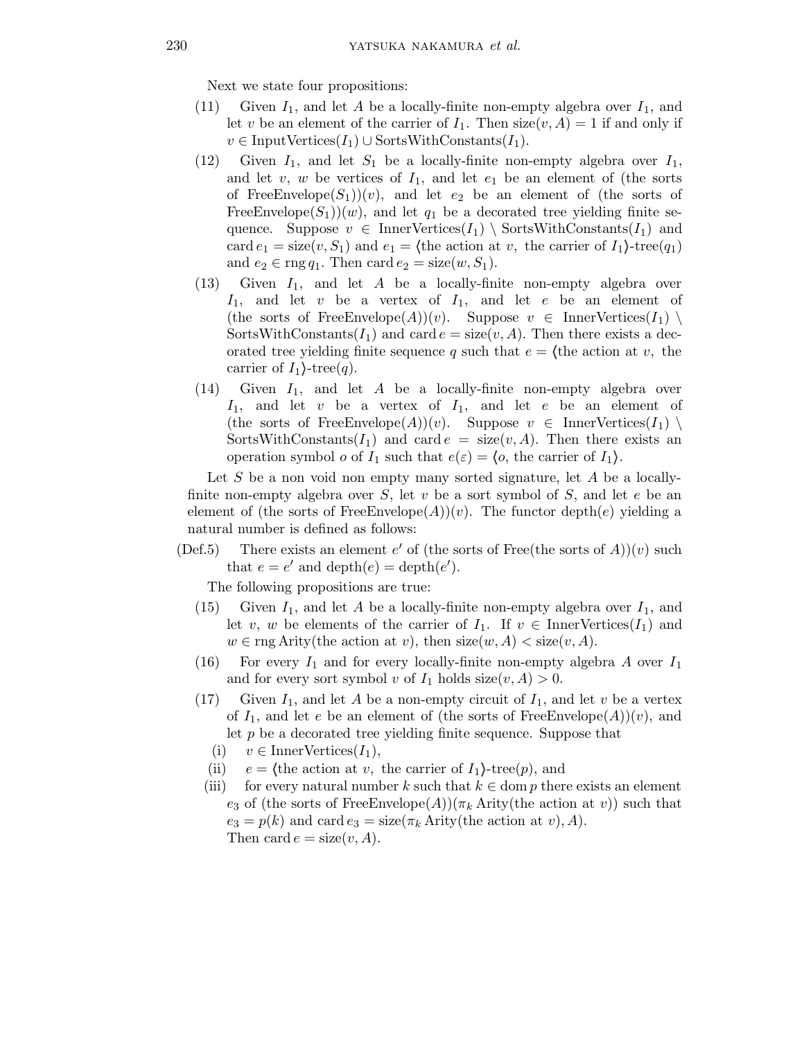Next we state four propositions:

(11) Given $I_1$, and let $A$ be a locally-finite non-empty algebra over $I_1$, and let $v$ be an element of the carrier of $I_1$. Then $\mathrm{size}(v, A) = 1$ if and only if $v \in \mathrm{InputVertices}(I_1) \cup \mathrm{SortsWithConstants}(I_1)$.

(12) Given $I_1$, and let $S_1$ be a locally-finite non-empty algebra over $I_1$, and let $v$, $w$ be vertices of $I_1$, and let $e_1$ be an element of (the sorts of $\mathrm{FreeEnvelope}(S_1))(v)$, and let $e_2$ be an element of (the sorts of $\mathrm{FreeEnvelope}(S_1))(w)$, and let $q_1$ be a decorated tree yielding finite sequence. Suppose $v \in \mathrm{InnerVertices}(I_1) \setminus \mathrm{SortsWithConstants}(I_1)$ and $\mathrm{card}\, e_1 = \mathrm{size}(v, S_1)$ and $e_1 = \langle$the action at $v$, the carrier of $I_1\rangle$-tree$(q_1)$ and $e_2 \in \mathrm{rng}\, q_1$. Then $\mathrm{card}\, e_2 = \mathrm{size}(w, S_1)$.

(13) Given $I_1$, and let $A$ be a locally-finite non-empty algebra over $I_1$, and let $v$ be a vertex of $I_1$, and let $e$ be an element of (the sorts of $\mathrm{FreeEnvelope}(A))(v)$. Suppose $v \in \mathrm{InnerVertices}(I_1) \setminus \mathrm{SortsWithConstants}(I_1)$ and $\mathrm{card}\, e = \mathrm{size}(v, A)$. Then there exists a decorated tree yielding finite sequence $q$ such that $e = \langle$the action at $v$, the carrier of $I_1\rangle$-tree$(q)$.

(14) Given $I_1$, and let $A$ be a locally-finite non-empty algebra over $I_1$, and let $v$ be a vertex of $I_1$, and let $e$ be an element of (the sorts of $\mathrm{FreeEnvelope}(A))(v)$. Suppose $v \in \mathrm{InnerVertices}(I_1) \setminus \mathrm{SortsWithConstants}(I_1)$ and $\mathrm{card}\, e = \mathrm{size}(v, A)$. Then there exists an operation symbol $o$ of $I_1$ such that $e(\varepsilon) = \langle o$, the carrier of $I_1\rangle$.

Let $S$ be a non void non empty many sorted signature, let $A$ be a locally-finite non-empty algebra over $S$, let $v$ be a sort symbol of $S$, and let $e$ be an element of (the sorts of $\mathrm{FreeEnvelope}(A))(v)$. The functor $\mathrm{depth}(e)$ yielding a natural number is defined as follows:

(Def.5) There exists an element $e'$ of (the sorts of Free(the sorts of $A$))$(v)$ such that $e = e'$ and $\mathrm{depth}(e) = \mathrm{depth}(e')$.

The following propositions are true:

(15) Given $I_1$, and let $A$ be a locally-finite non-empty algebra over $I_1$, and let $v$, $w$ be elements of the carrier of $I_1$. If $v \in \mathrm{InnerVertices}(I_1)$ and $w \in \mathrm{rng}\,\mathrm{Arity}$(the action at $v$), then $\mathrm{size}(w, A) < \mathrm{size}(v, A)$.

(16) For every $I_1$ and for every locally-finite non-empty algebra $A$ over $I_1$ and for every sort symbol $v$ of $I_1$ holds $\mathrm{size}(v, A) > 0$.

(17) Given $I_1$, and let $A$ be a non-empty circuit of $I_1$, and let $v$ be a vertex of $I_1$, and let $e$ be an element of (the sorts of $\mathrm{FreeEnvelope}(A))(v)$, and let $p$ be a decorated tree yielding finite sequence. Suppose that

(i) $v \in \mathrm{InnerVertices}(I_1)$,

(ii) $e = \langle$the action at $v$, the carrier of $I_1\rangle$-tree$(p)$, and

(iii) for every natural number $k$ such that $k \in \mathrm{dom}\, p$ there exists an element $e_3$ of (the sorts of $\mathrm{FreeEnvelope}(A))(\pi_k\,\mathrm{Arity}$(the action at $v$)) such that $e_3 = p(k)$ and $\mathrm{card}\, e_3 = \mathrm{size}(\pi_k\,\mathrm{Arity}(\text{the action at } v), A)$.

Then $\mathrm{card}\, e = \mathrm{size}(v, A)$.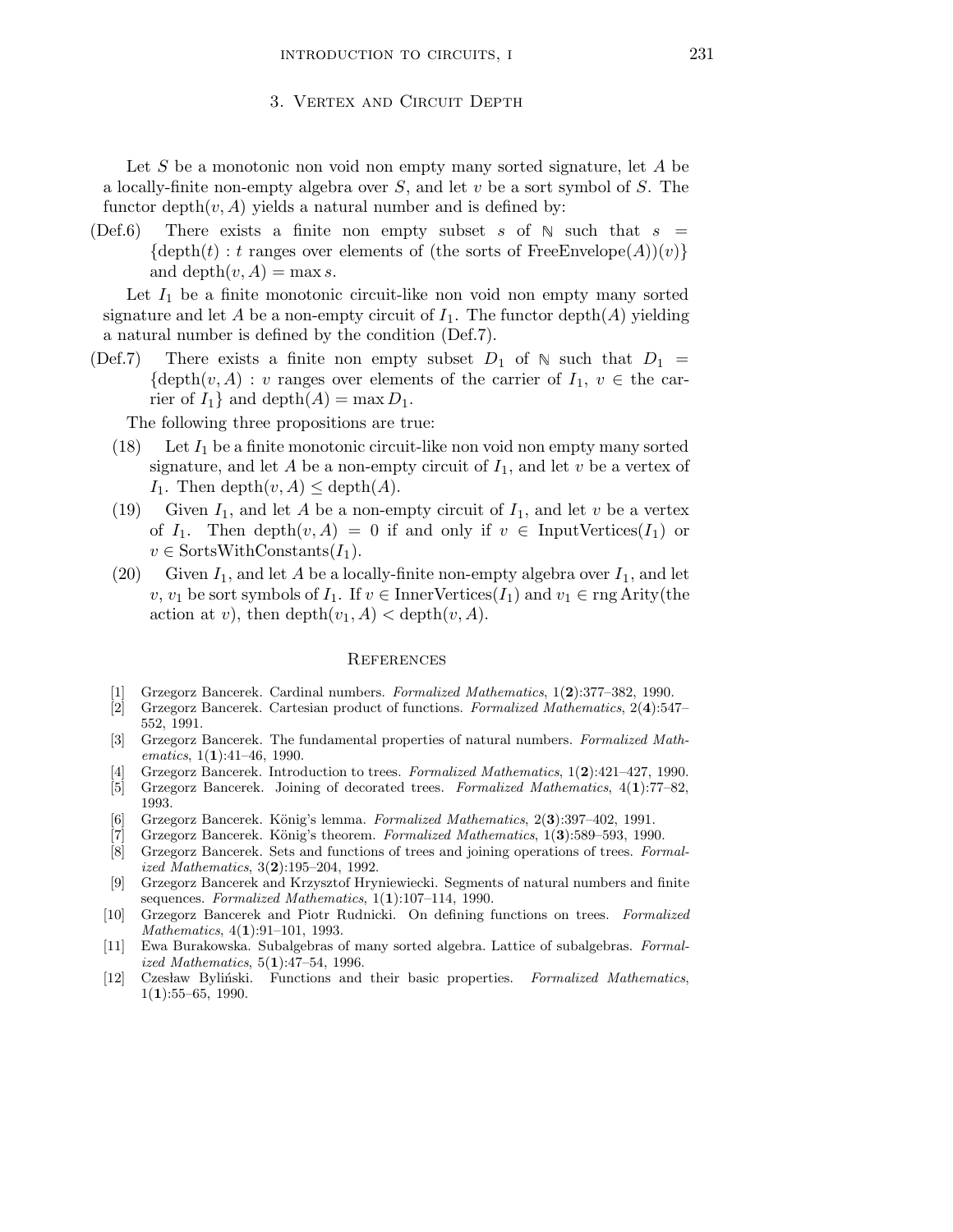## 3. Vertex and Circuit Depth

Let $S$ be a monotonic non void non empty many sorted signature, let $A$ be a locally-finite non-empty algebra over $S$, and let $v$ be a sort symbol of $S$. The functor $\operatorname{depth}(v, A)$ yields a natural number and is defined by:

(Def.6) There exists a finite non empty subset $s$ of $\mathbb{N}$ such that $s = \{\operatorname{depth}(t) : t$ ranges over elements of (the sorts of FreeEnvelope$(A))(v)\}$ and $\operatorname{depth}(v, A) = \max s$.

Let $I_1$ be a finite monotonic circuit-like non void non empty many sorted signature and let $A$ be a non-empty circuit of $I_1$. The functor $\operatorname{depth}(A)$ yielding a natural number is defined by the condition (Def.7).

(Def.7) There exists a finite non empty subset $D_1$ of $\mathbb{N}$ such that $D_1 = \{\operatorname{depth}(v, A) : v$ ranges over elements of the carrier of $I_1$, $v \in$ the carrier of $I_1\}$ and $\operatorname{depth}(A) = \max D_1$.

The following three propositions are true:

(18) Let $I_1$ be a finite monotonic circuit-like non void non empty many sorted signature, and let $A$ be a non-empty circuit of $I_1$, and let $v$ be a vertex of $I_1$. Then $\operatorname{depth}(v, A) \leq \operatorname{depth}(A)$.

(19) Given $I_1$, and let $A$ be a non-empty circuit of $I_1$, and let $v$ be a vertex of $I_1$. Then $\operatorname{depth}(v, A) = 0$ if and only if $v \in \operatorname{InputVertices}(I_1)$ or $v \in \operatorname{SortsWithConstants}(I_1)$.

(20) Given $I_1$, and let $A$ be a locally-finite non-empty algebra over $I_1$, and let $v$, $v_1$ be sort symbols of $I_1$. If $v \in \operatorname{InnerVertices}(I_1)$ and $v_1 \in \operatorname{rng}\operatorname{Arity}($the action at $v)$, then $\operatorname{depth}(v_1, A) < \operatorname{depth}(v, A)$.

## References

[1] Grzegorz Bancerek. Cardinal numbers. *Formalized Mathematics*, 1(**2**):377–382, 1990.

[2] Grzegorz Bancerek. Cartesian product of functions. *Formalized Mathematics*, 2(**4**):547–552, 1991.

[3] Grzegorz Bancerek. The fundamental properties of natural numbers. *Formalized Mathematics*, 1(**1**):41–46, 1990.

[4] Grzegorz Bancerek. Introduction to trees. *Formalized Mathematics*, 1(**2**):421–427, 1990.

[5] Grzegorz Bancerek. Joining of decorated trees. *Formalized Mathematics*, 4(**1**):77–82, 1993.

[6] Grzegorz Bancerek. König's lemma. *Formalized Mathematics*, 2(**3**):397–402, 1991.

[7] Grzegorz Bancerek. König's theorem. *Formalized Mathematics*, 1(**3**):589–593, 1990.

[8] Grzegorz Bancerek. Sets and functions of trees and joining operations of trees. *Formalized Mathematics*, 3(**2**):195–204, 1992.

[9] Grzegorz Bancerek and Krzysztof Hryniewiecki. Segments of natural numbers and finite sequences. *Formalized Mathematics*, 1(**1**):107–114, 1990.

[10] Grzegorz Bancerek and Piotr Rudnicki. On defining functions on trees. *Formalized Mathematics*, 4(**1**):91–101, 1993.

[11] Ewa Burakowska. Subalgebras of many sorted algebra. Lattice of subalgebras. *Formalized Mathematics*, 5(**1**):47–54, 1996.

[12] Czesław Byliński. Functions and their basic properties. *Formalized Mathematics*, 1(**1**):55–65, 1990.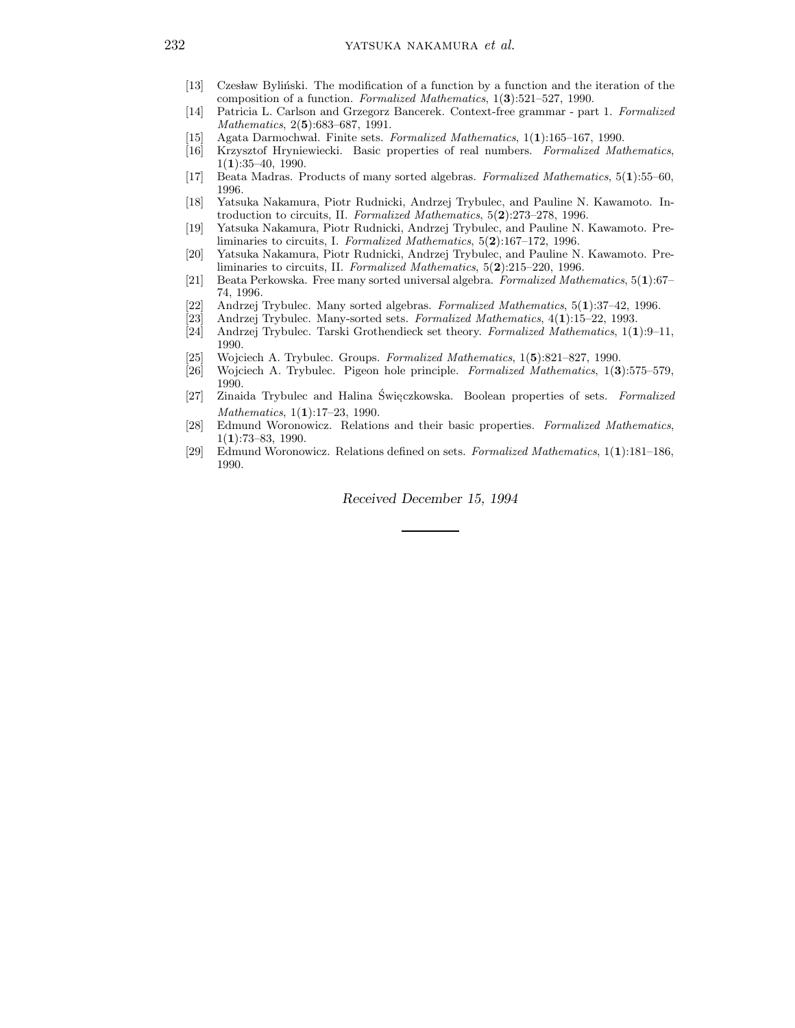[13] Czesław Byliński. The modification of a function by a function and the iteration of the composition of a function. *Formalized Mathematics*, 1(**3**):521–527, 1990.

[14] Patricia L. Carlson and Grzegorz Bancerek. Context-free grammar - part 1. *Formalized Mathematics*, 2(**5**):683–687, 1991.

[15] Agata Darmochwał. Finite sets. *Formalized Mathematics*, 1(**1**):165–167, 1990.

[16] Krzysztof Hryniewiecki. Basic properties of real numbers. *Formalized Mathematics*, 1(**1**):35–40, 1990.

[17] Beata Madras. Products of many sorted algebras. *Formalized Mathematics*, 5(**1**):55–60, 1996.

[18] Yatsuka Nakamura, Piotr Rudnicki, Andrzej Trybulec, and Pauline N. Kawamoto. Introduction to circuits, II. *Formalized Mathematics*, 5(**2**):273–278, 1996.

[19] Yatsuka Nakamura, Piotr Rudnicki, Andrzej Trybulec, and Pauline N. Kawamoto. Preliminaries to circuits, I. *Formalized Mathematics*, 5(**2**):167–172, 1996.

[20] Yatsuka Nakamura, Piotr Rudnicki, Andrzej Trybulec, and Pauline N. Kawamoto. Preliminaries to circuits, II. *Formalized Mathematics*, 5(**2**):215–220, 1996.

[21] Beata Perkowska. Free many sorted universal algebra. *Formalized Mathematics*, 5(**1**):67–74, 1996.

[22] Andrzej Trybulec. Many sorted algebras. *Formalized Mathematics*, 5(**1**):37–42, 1996.

[23] Andrzej Trybulec. Many-sorted sets. *Formalized Mathematics*, 4(**1**):15–22, 1993.

[24] Andrzej Trybulec. Tarski Grothendieck set theory. *Formalized Mathematics*, 1(**1**):9–11, 1990.

[25] Wojciech A. Trybulec. Groups. *Formalized Mathematics*, 1(**5**):821–827, 1990.

[26] Wojciech A. Trybulec. Pigeon hole principle. *Formalized Mathematics*, 1(**3**):575–579, 1990.

[27] Zinaida Trybulec and Halina Święczkowska. Boolean properties of sets. *Formalized Mathematics*, 1(**1**):17–23, 1990.

[28] Edmund Woronowicz. Relations and their basic properties. *Formalized Mathematics*, 1(**1**):73–83, 1990.

[29] Edmund Woronowicz. Relations defined on sets. *Formalized Mathematics*, 1(**1**):181–186, 1990.

*Received December 15, 1994*